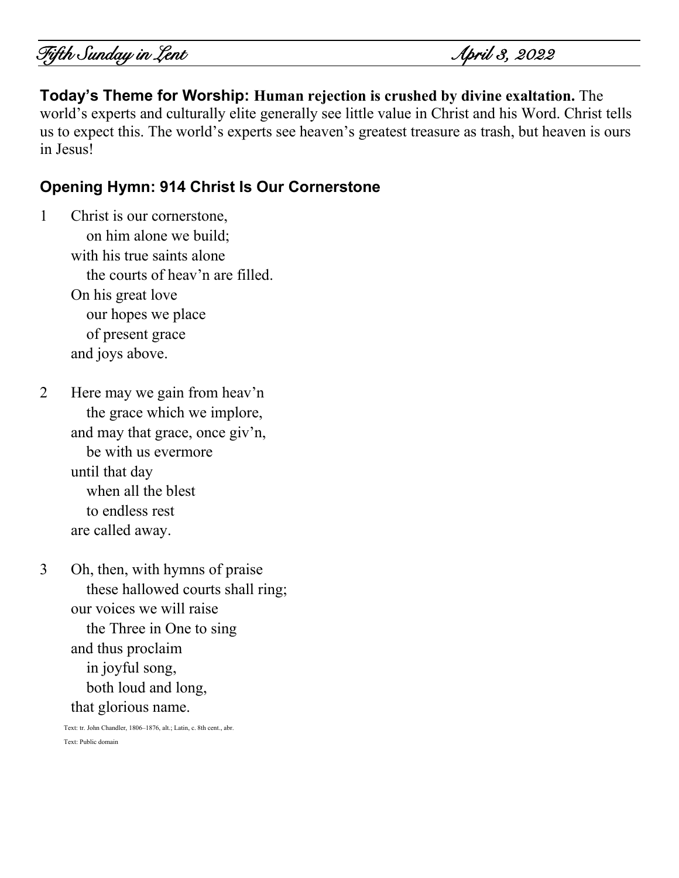*Fifth Sunday in Lent* *April 3, 2022*

**Today's Theme for Worship: Human rejection is crushed by divine exaltation.** The world's experts and culturally elite generally see little value in Christ and his Word. Christ tells us to expect this. The world's experts see heaven's greatest treasure as trash, but heaven is ours in Jesus!

## Opening Hymn: 914 Christ Is Our Cornerstone

1 Christ is our cornerstone,
on him alone we build;
with his true saints alone
the courts of heav'n are filled.
On his great love
our hopes we place
of present grace
and joys above.

2 Here may we gain from heav'n
the grace which we implore,
and may that grace, once giv'n,
be with us evermore
until that day
when all the blest
to endless rest
are called away.

3 Oh, then, with hymns of praise
these hallowed courts shall ring;
our voices we will raise
the Three in One to sing
and thus proclaim
in joyful song,
both loud and long,
that glorious name.

Text: tr. John Chandler, 1806–1876, alt.; Latin, c. 8th cent., abr.

Text: Public domain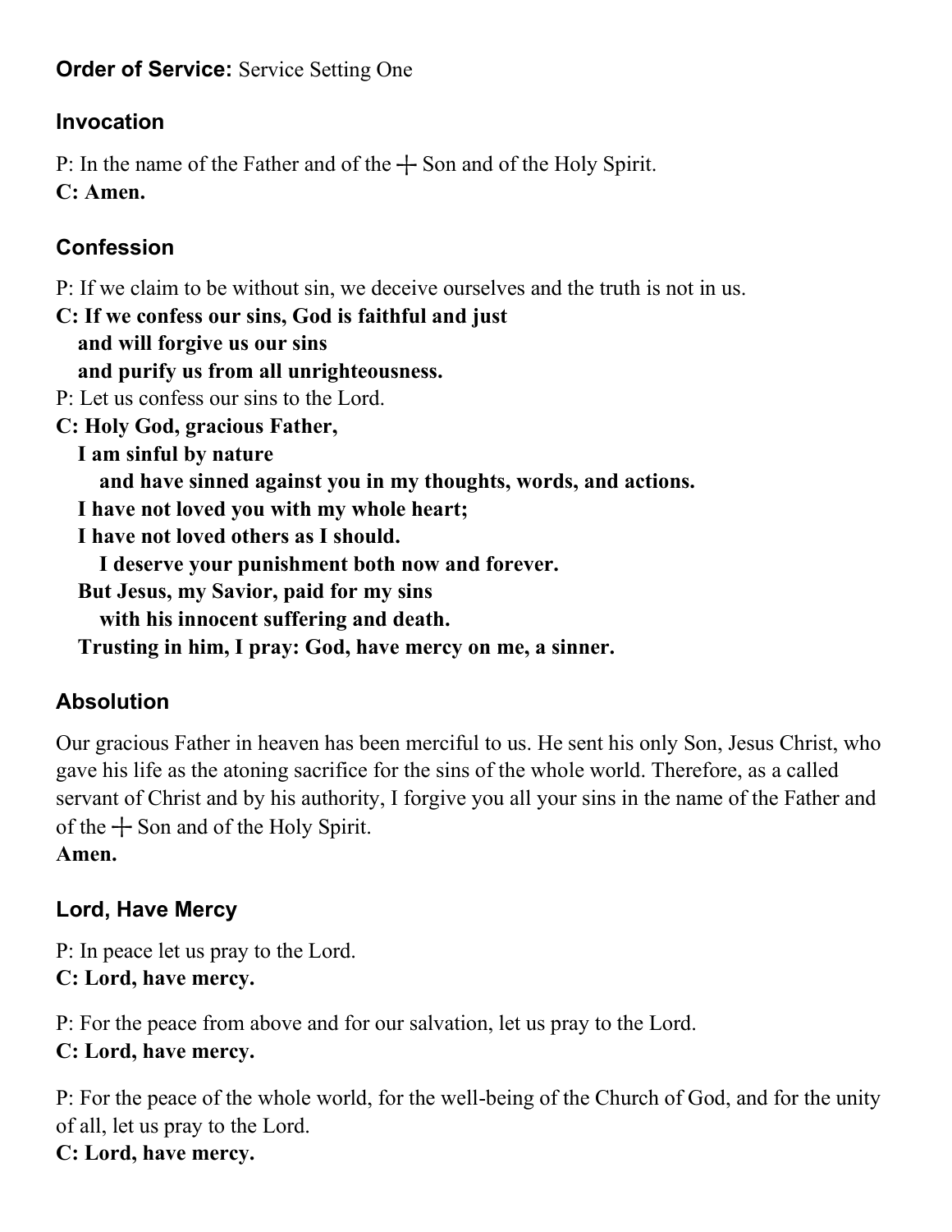**Order of Service:** Service Setting One

### Invocation

P: In the name of the Father and of the ☩ Son and of the Holy Spirit.
**C: Amen.**

### Confession

P: If we claim to be without sin, we deceive ourselves and the truth is not in us.
**C: If we confess our sins, God is faithful and just**
**and will forgive us our sins**
**and purify us from all unrighteousness.**
P: Let us confess our sins to the Lord.
**C: Holy God, gracious Father,**
**I am sinful by nature**
**and have sinned against you in my thoughts, words, and actions.**
**I have not loved you with my whole heart;**
**I have not loved others as I should.**
**I deserve your punishment both now and forever.**
**But Jesus, my Savior, paid for my sins**
**with his innocent suffering and death.**
**Trusting in him, I pray: God, have mercy on me, a sinner.**

### Absolution

Our gracious Father in heaven has been merciful to us. He sent his only Son, Jesus Christ, who gave his life as the atoning sacrifice for the sins of the whole world. Therefore, as a called servant of Christ and by his authority, I forgive you all your sins in the name of the Father and of the ☩ Son and of the Holy Spirit.
**Amen.**

### Lord, Have Mercy

P: In peace let us pray to the Lord.
**C: Lord, have mercy.**

P: For the peace from above and for our salvation, let us pray to the Lord.
**C: Lord, have mercy.**

P: For the peace of the whole world, for the well-being of the Church of God, and for the unity of all, let us pray to the Lord.
**C: Lord, have mercy.**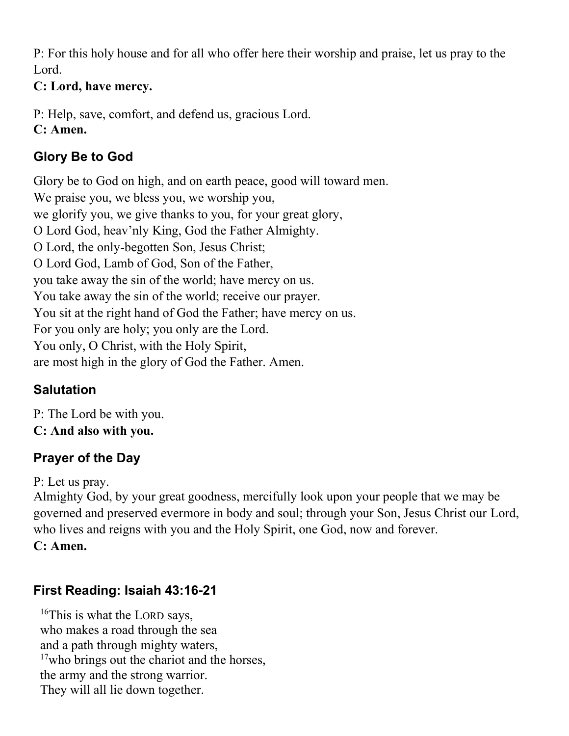P: For this holy house and for all who offer here their worship and praise, let us pray to the Lord.
**C: Lord, have mercy.**

P: Help, save, comfort, and defend us, gracious Lord.
**C: Amen.**

## Glory Be to God

Glory be to God on high, and on earth peace, good will toward men.
We praise you, we bless you, we worship you,
we glorify you, we give thanks to you, for your great glory,
O Lord God, heav'nly King, God the Father Almighty.
O Lord, the only-begotten Son, Jesus Christ;
O Lord God, Lamb of God, Son of the Father,
you take away the sin of the world; have mercy on us.
You take away the sin of the world; receive our prayer.
You sit at the right hand of God the Father; have mercy on us.
For you only are holy; you only are the Lord.
You only, O Christ, with the Holy Spirit,
are most high in the glory of God the Father. Amen.

## Salutation

P: The Lord be with you.
**C: And also with you.**

## Prayer of the Day

P: Let us pray.
Almighty God, by your great goodness, mercifully look upon your people that we may be governed and preserved evermore in body and soul; through your Son, Jesus Christ our Lord, who lives and reigns with you and the Holy Spirit, one God, now and forever.
**C: Amen.**

## First Reading: Isaiah 43:16-21

[16]This is what the LORD says,
who makes a road through the sea
and a path through mighty waters,
[17]who brings out the chariot and the horses,
the army and the strong warrior.
They will all lie down together.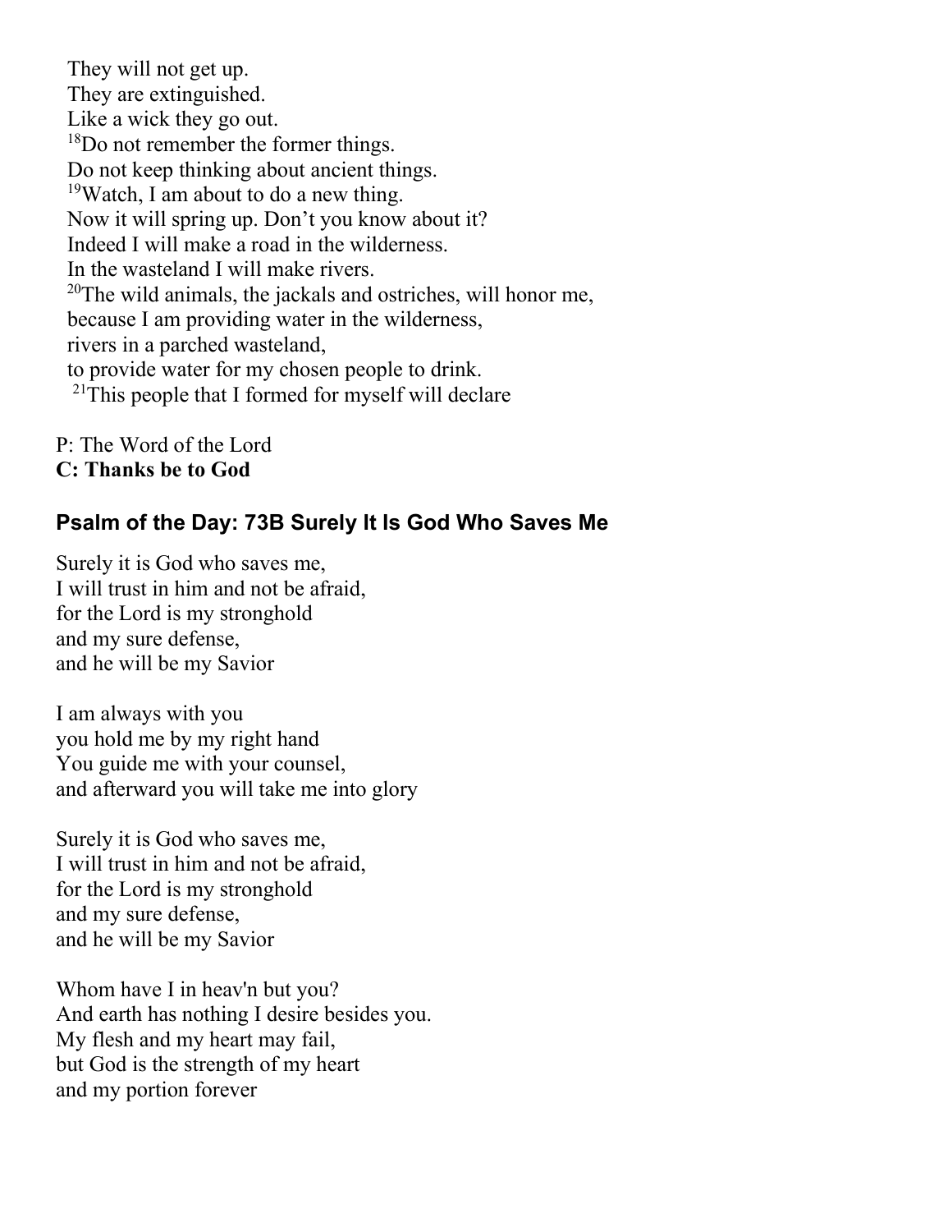They will not get up.  
They are extinguished.  
Like a wick they go out.  
[18]Do not remember the former things.  
Do not keep thinking about ancient things.  
[19]Watch, I am about to do a new thing.  
Now it will spring up. Don't you know about it?  
Indeed I will make a road in the wilderness.  
In the wasteland I will make rivers.  
[20]The wild animals, the jackals and ostriches, will honor me,  
because I am providing water in the wilderness,  
rivers in a parched wasteland,  
to provide water for my chosen people to drink.  
[21]This people that I formed for myself will declare

P: The Word of the Lord  
**C: Thanks be to God**

## Psalm of the Day: 73B Surely It Is God Who Saves Me

Surely it is God who saves me,  
I will trust in him and not be afraid,  
for the Lord is my stronghold  
and my sure defense,  
and he will be my Savior

I am always with you  
you hold me by my right hand  
You guide me with your counsel,  
and afterward you will take me into glory

Surely it is God who saves me,  
I will trust in him and not be afraid,  
for the Lord is my stronghold  
and my sure defense,  
and he will be my Savior

Whom have I in heav'n but you?  
And earth has nothing I desire besides you.  
My flesh and my heart may fail,  
but God is the strength of my heart  
and my portion forever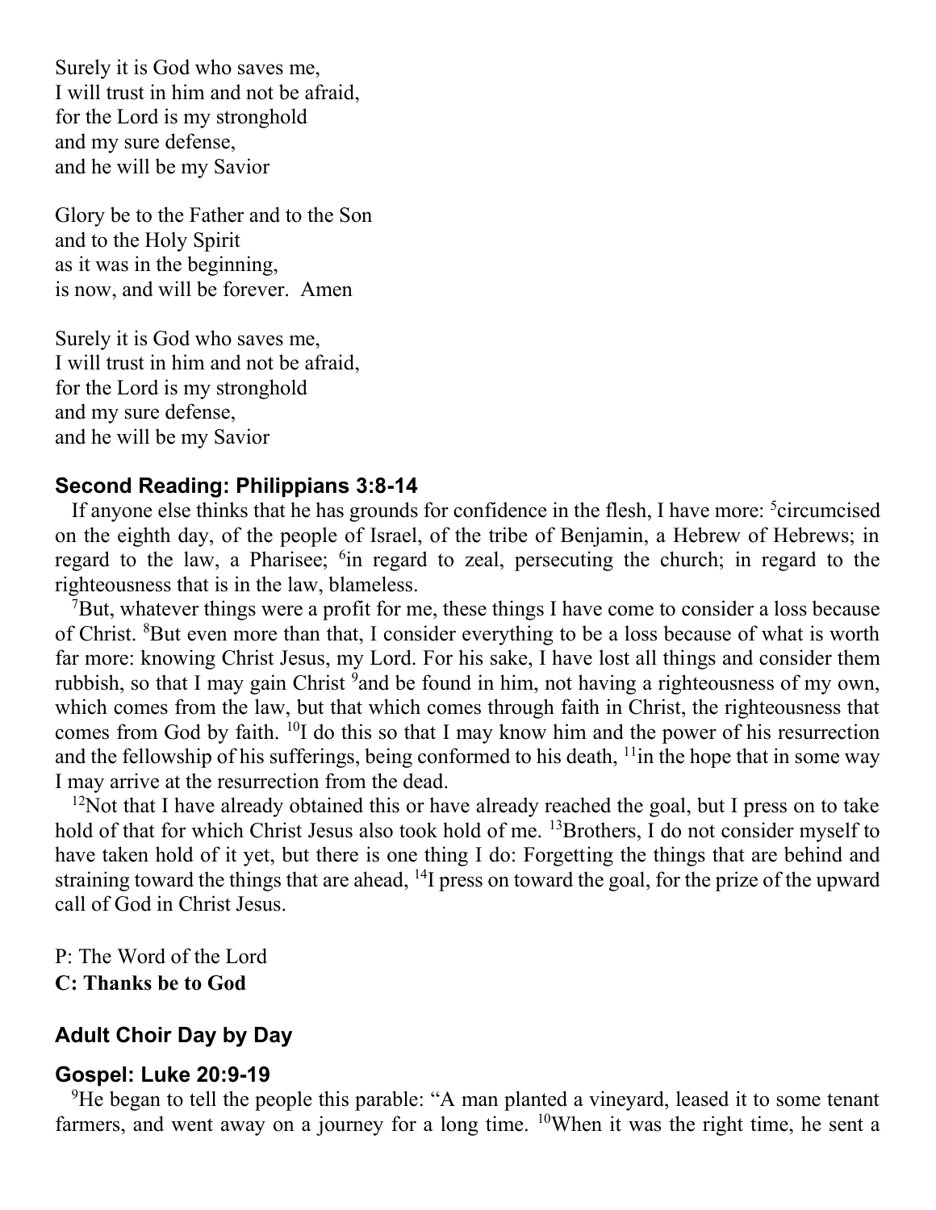Surely it is God who saves me,
I will trust in him and not be afraid,
for the Lord is my stronghold
and my sure defense,
and he will be my Savior

Glory be to the Father and to the Son
and to the Holy Spirit
as it was in the beginning,
is now, and will be forever. Amen

Surely it is God who saves me,
I will trust in him and not be afraid,
for the Lord is my stronghold
and my sure defense,
and he will be my Savior

### Second Reading: Philippians 3:8-14

If anyone else thinks that he has grounds for confidence in the flesh, I have more: [5]circumcised on the eighth day, of the people of Israel, of the tribe of Benjamin, a Hebrew of Hebrews; in regard to the law, a Pharisee; [6]in regard to zeal, persecuting the church; in regard to the righteousness that is in the law, blameless.

[7]But, whatever things were a profit for me, these things I have come to consider a loss because of Christ. [8]But even more than that, I consider everything to be a loss because of what is worth far more: knowing Christ Jesus, my Lord. For his sake, I have lost all things and consider them rubbish, so that I may gain Christ [9]and be found in him, not having a righteousness of my own, which comes from the law, but that which comes through faith in Christ, the righteousness that comes from God by faith. [10]I do this so that I may know him and the power of his resurrection and the fellowship of his sufferings, being conformed to his death, [11]in the hope that in some way I may arrive at the resurrection from the dead.

[12]Not that I have already obtained this or have already reached the goal, but I press on to take hold of that for which Christ Jesus also took hold of me. [13]Brothers, I do not consider myself to have taken hold of it yet, but there is one thing I do: Forgetting the things that are behind and straining toward the things that are ahead, [14]I press on toward the goal, for the prize of the upward call of God in Christ Jesus.

P: The Word of the Lord
**C: Thanks be to God**

### Adult Choir Day by Day

### Gospel: Luke 20:9-19

[9]He began to tell the people this parable: "A man planted a vineyard, leased it to some tenant farmers, and went away on a journey for a long time. [10]When it was the right time, he sent a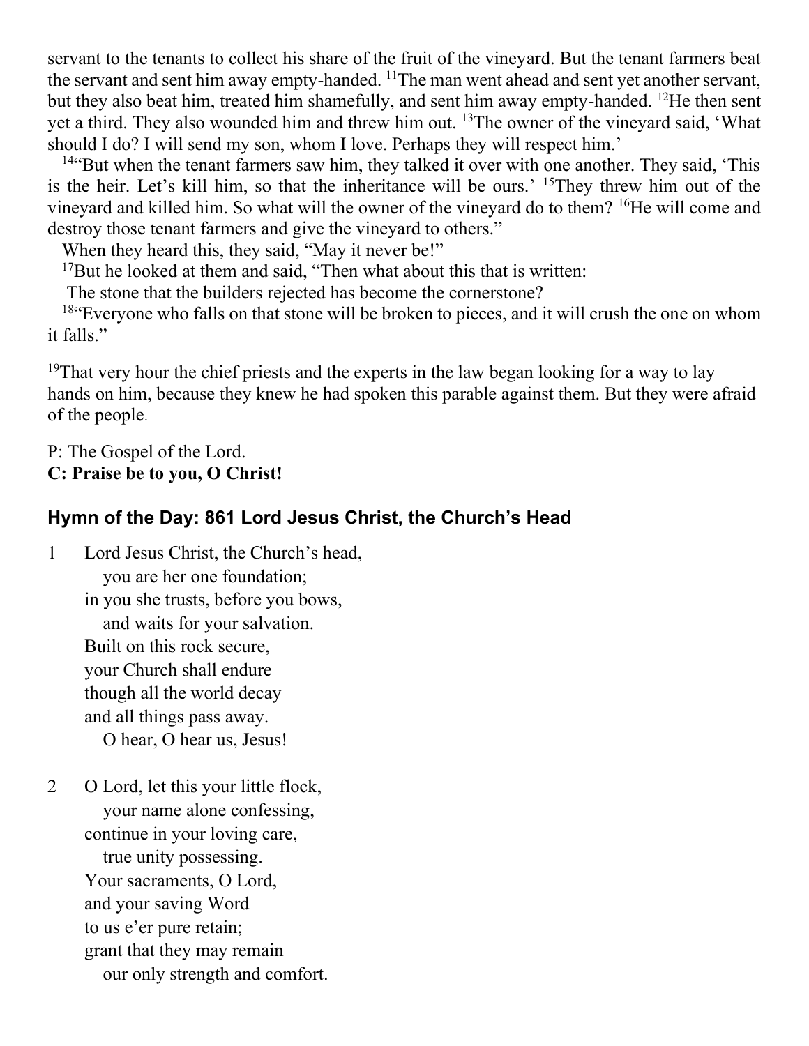servant to the tenants to collect his share of the fruit of the vineyard. But the tenant farmers beat the servant and sent him away empty-handed. [11]The man went ahead and sent yet another servant, but they also beat him, treated him shamefully, and sent him away empty-handed. [12]He then sent yet a third. They also wounded him and threw him out. [13]The owner of the vineyard said, 'What should I do? I will send my son, whom I love. Perhaps they will respect him.'

[14]"But when the tenant farmers saw him, they talked it over with one another. They said, 'This is the heir. Let's kill him, so that the inheritance will be ours.' [15]They threw him out of the vineyard and killed him. So what will the owner of the vineyard do to them? [16]He will come and destroy those tenant farmers and give the vineyard to others."

When they heard this, they said, "May it never be!"

[17]But he looked at them and said, "Then what about this that is written:

The stone that the builders rejected has become the cornerstone?

[18]"Everyone who falls on that stone will be broken to pieces, and it will crush the one on whom it falls."

[19]That very hour the chief priests and the experts in the law began looking for a way to lay hands on him, because they knew he had spoken this parable against them. But they were afraid of the people.

P: The Gospel of the Lord.
**C: Praise be to you, O Christ!**

## Hymn of the Day: 861 Lord Jesus Christ, the Church's Head

1 Lord Jesus Christ, the Church's head,
  you are her one foundation;
in you she trusts, before you bows,
  and waits for your salvation.
Built on this rock secure,
your Church shall endure
though all the world decay
and all things pass away.
  O hear, O hear us, Jesus!

2 O Lord, let this your little flock,
  your name alone confessing,
continue in your loving care,
  true unity possessing.
Your sacraments, O Lord,
and your saving Word
to us e'er pure retain;
grant that they may remain
  our only strength and comfort.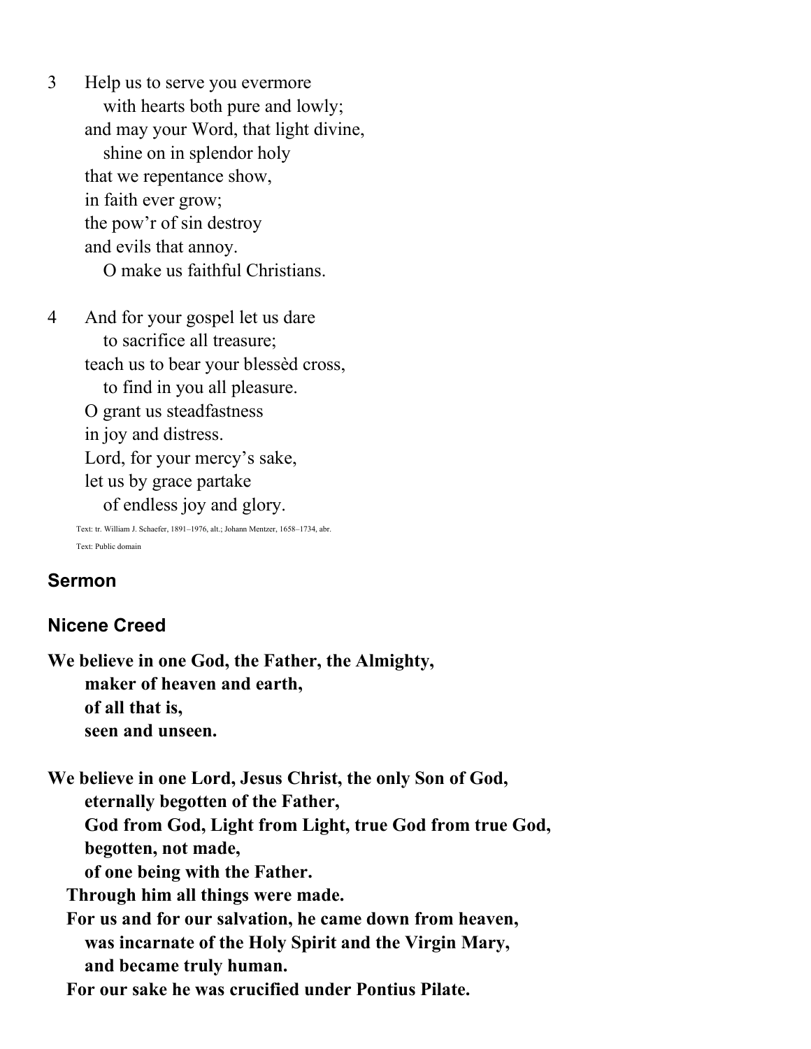3 Help us to serve you evermore
with hearts both pure and lowly;
and may your Word, that light divine,
shine on in splendor holy
that we repentance show,
in faith ever grow;
the pow'r of sin destroy
and evils that annoy.
O make us faithful Christians.

4 And for your gospel let us dare
to sacrifice all treasure;
teach us to bear your blessèd cross,
to find in you all pleasure.
O grant us steadfastness
in joy and distress.
Lord, for your mercy's sake,
let us by grace partake
of endless joy and glory.

Text: tr. William J. Schaefer, 1891–1976, alt.; Johann Mentzer, 1658–1734, abr.

Text: Public domain

## Sermon

## Nicene Creed

**We believe in one God, the Father, the Almighty,**
**maker of heaven and earth,**
**of all that is,**
**seen and unseen.**

**We believe in one Lord, Jesus Christ, the only Son of God,**
**eternally begotten of the Father,**
**God from God, Light from Light, true God from true God,**
**begotten, not made,**
**of one being with the Father.**
**Through him all things were made.**
**For us and for our salvation, he came down from heaven,**
**was incarnate of the Holy Spirit and the Virgin Mary,**
**and became truly human.**
**For our sake he was crucified under Pontius Pilate.**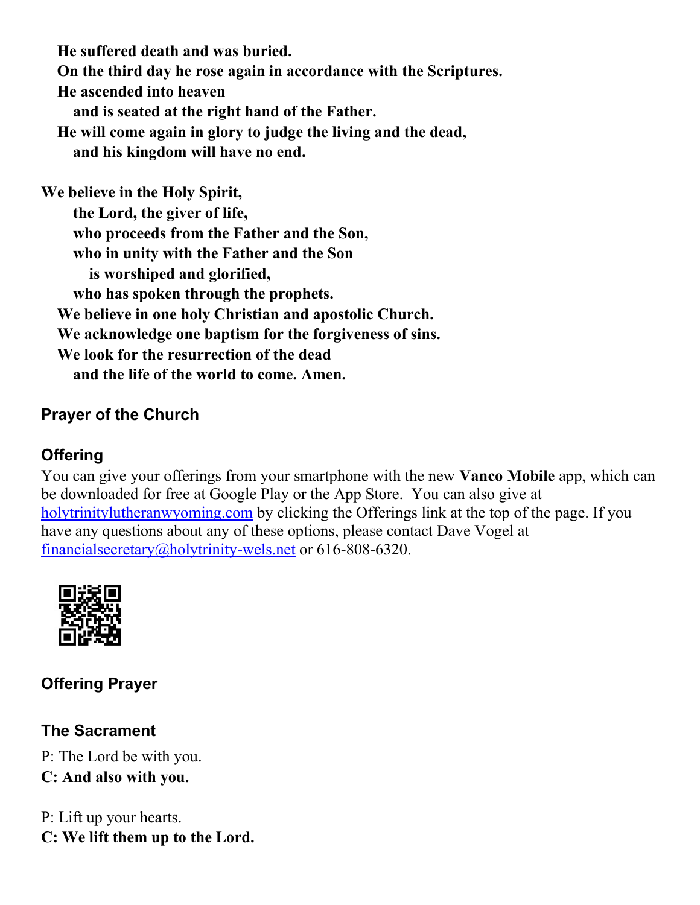**He suffered death and was buried.**
**On the third day he rose again in accordance with the Scriptures.**
**He ascended into heaven**
**and is seated at the right hand of the Father.**
**He will come again in glory to judge the living and the dead,**
**and his kingdom will have no end.**

**We believe in the Holy Spirit,**
**the Lord, the giver of life,**
**who proceeds from the Father and the Son,**
**who in unity with the Father and the Son**
**is worshiped and glorified,**
**who has spoken through the prophets.**
**We believe in one holy Christian and apostolic Church.**
**We acknowledge one baptism for the forgiveness of sins.**
**We look for the resurrection of the dead**
**and the life of the world to come. Amen.**

### Prayer of the Church

### Offering

You can give your offerings from your smartphone with the new **Vanco Mobile** app, which can be downloaded for free at Google Play or the App Store. You can also give at holytrinitylutheranwyoming.com by clicking the Offerings link at the top of the page. If you have any questions about any of these options, please contact Dave Vogel at financialsecretary@holytrinity-wels.net or 616-808-6320.

### Offering Prayer

### The Sacrament

P: The Lord be with you.
**C: And also with you.**

P: Lift up your hearts.
**C: We lift them up to the Lord.**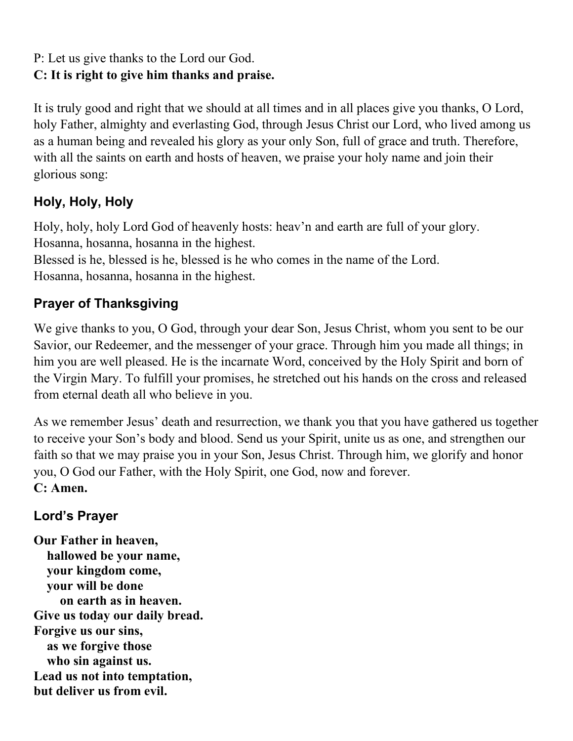P: Let us give thanks to the Lord our God.
**C: It is right to give him thanks and praise.**

It is truly good and right that we should at all times and in all places give you thanks, O Lord, holy Father, almighty and everlasting God, through Jesus Christ our Lord, who lived among us as a human being and revealed his glory as your only Son, full of grace and truth. Therefore, with all the saints on earth and hosts of heaven, we praise your holy name and join their glorious song:

### Holy, Holy, Holy

Holy, holy, holy Lord God of heavenly hosts: heav'n and earth are full of your glory.
Hosanna, hosanna, hosanna in the highest.
Blessed is he, blessed is he, blessed is he who comes in the name of the Lord.
Hosanna, hosanna, hosanna in the highest.

### Prayer of Thanksgiving

We give thanks to you, O God, through your dear Son, Jesus Christ, whom you sent to be our Savior, our Redeemer, and the messenger of your grace. Through him you made all things; in him you are well pleased. He is the incarnate Word, conceived by the Holy Spirit and born of the Virgin Mary. To fulfill your promises, he stretched out his hands on the cross and released from eternal death all who believe in you.

As we remember Jesus' death and resurrection, we thank you that you have gathered us together to receive your Son's body and blood. Send us your Spirit, unite us as one, and strengthen our faith so that we may praise you in your Son, Jesus Christ. Through him, we glorify and honor you, O God our Father, with the Holy Spirit, one God, now and forever.
**C: Amen.**

### Lord's Prayer

**Our Father in heaven,**
**hallowed be your name,**
**your kingdom come,**
**your will be done**
**on earth as in heaven.**
**Give us today our daily bread.**
**Forgive us our sins,**
**as we forgive those**
**who sin against us.**
**Lead us not into temptation,**
**but deliver us from evil.**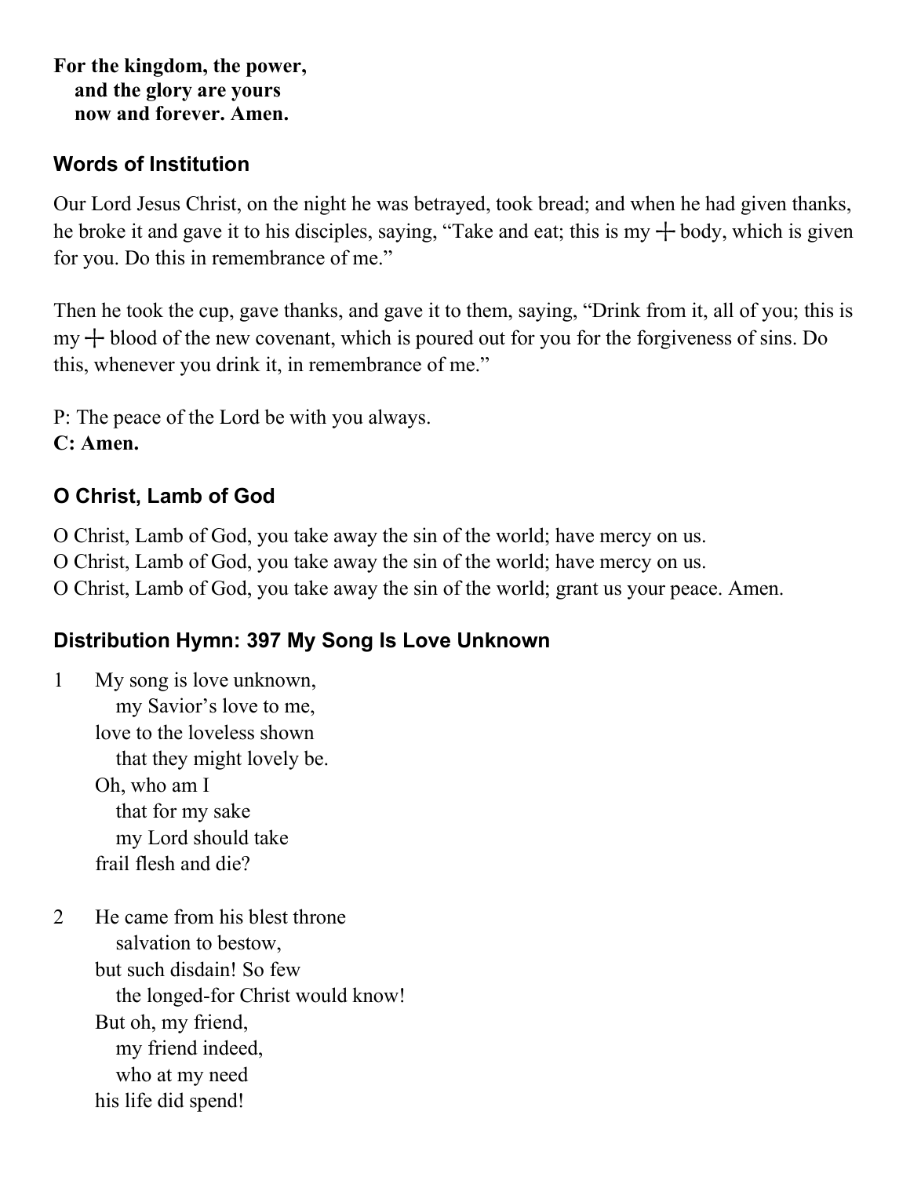**For the kingdom, the power,**
**and the glory are yours**
**now and forever. Amen.**

### Words of Institution

Our Lord Jesus Christ, on the night he was betrayed, took bread; and when he had given thanks, he broke it and gave it to his disciples, saying, "Take and eat; this is my ┼ body, which is given for you. Do this in remembrance of me."

Then he took the cup, gave thanks, and gave it to them, saying, "Drink from it, all of you; this is my ┼ blood of the new covenant, which is poured out for you for the forgiveness of sins. Do this, whenever you drink it, in remembrance of me."

P: The peace of the Lord be with you always.
**C: Amen.**

### O Christ, Lamb of God

O Christ, Lamb of God, you take away the sin of the world; have mercy on us.
O Christ, Lamb of God, you take away the sin of the world; have mercy on us.
O Christ, Lamb of God, you take away the sin of the world; grant us your peace. Amen.

### Distribution Hymn: 397 My Song Is Love Unknown

1 My song is love unknown,
my Savior's love to me,
love to the loveless shown
that they might lovely be.
Oh, who am I
that for my sake
my Lord should take
frail flesh and die?

2 He came from his blest throne
salvation to bestow,
but such disdain! So few
the longed-for Christ would know!
But oh, my friend,
my friend indeed,
who at my need
his life did spend!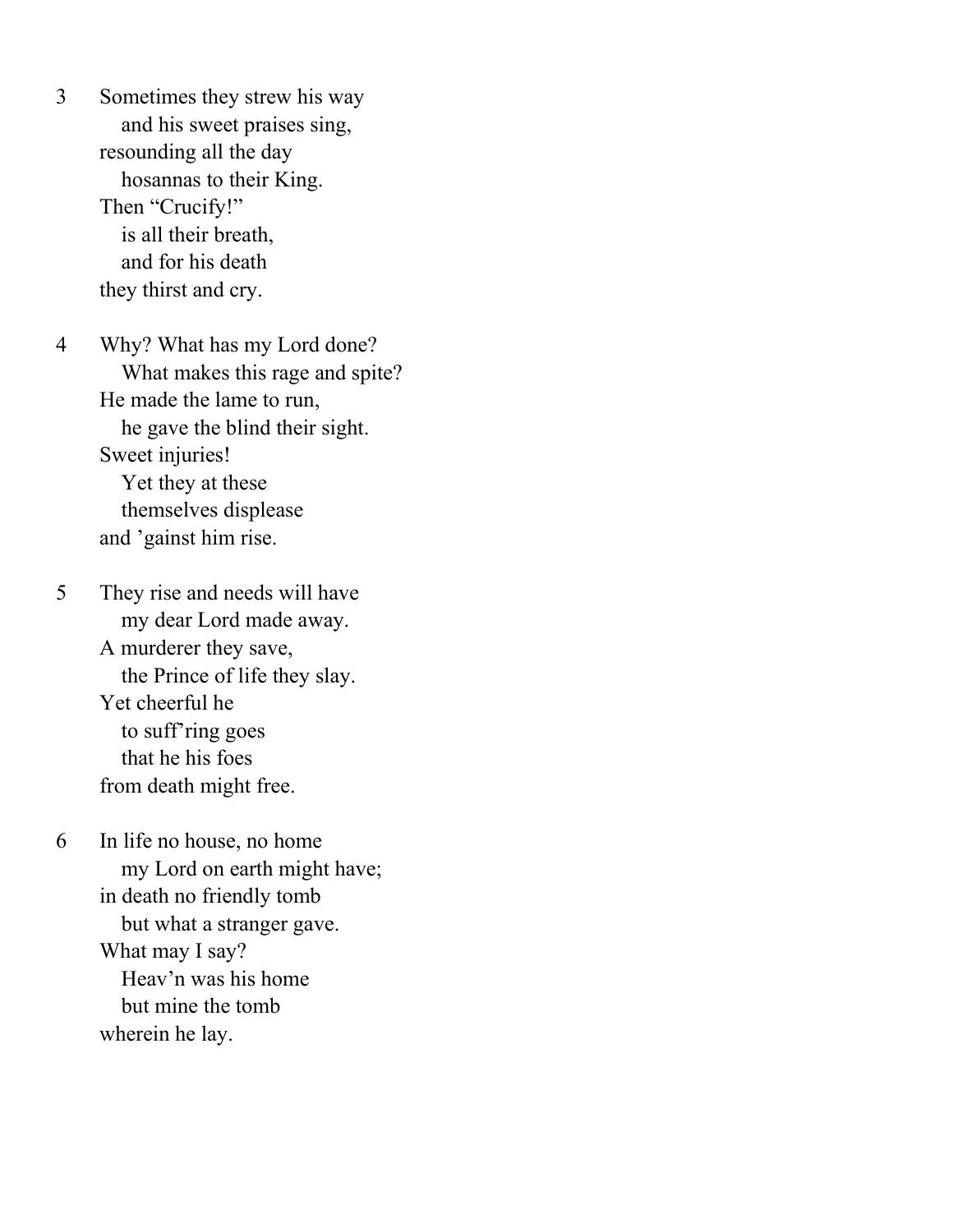3 Sometimes they strew his way
   and his sweet praises sing,
resounding all the day
   hosannas to their King.
Then “Crucify!”
   is all their breath,
   and for his death
they thirst and cry.

4 Why? What has my Lord done?
   What makes this rage and spite?
He made the lame to run,
   he gave the blind their sight.
Sweet injuries!
   Yet they at these
   themselves displease
and ’gainst him rise.

5 They rise and needs will have
   my dear Lord made away.
A murderer they save,
   the Prince of life they slay.
Yet cheerful he
   to suff’ring goes
   that he his foes
from death might free.

6 In life no house, no home
   my Lord on earth might have;
in death no friendly tomb
   but what a stranger gave.
What may I say?
   Heav’n was his home
   but mine the tomb
wherein he lay.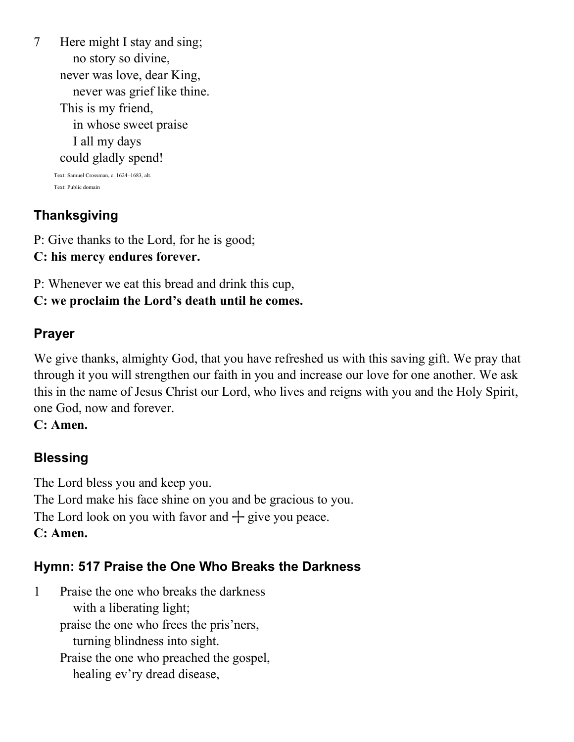7 Here might I stay and sing;
   no story so divine,
 never was love, dear King,
   never was grief like thine.
 This is my friend,
   in whose sweet praise
   I all my days
 could gladly spend!

Text: Samuel Crossman, c. 1624–1683, alt.
Text: Public domain

## Thanksgiving

P: Give thanks to the Lord, for he is good;
**C: his mercy endures forever.**

P: Whenever we eat this bread and drink this cup,
**C: we proclaim the Lord's death until he comes.**

## Prayer

We give thanks, almighty God, that you have refreshed us with this saving gift. We pray that through it you will strengthen our faith in you and increase our love for one another. We ask this in the name of Jesus Christ our Lord, who lives and reigns with you and the Holy Spirit, one God, now and forever.
**C: Amen.**

## Blessing

The Lord bless you and keep you.
The Lord make his face shine on you and be gracious to you.
The Lord look on you with favor and ☩ give you peace.
**C: Amen.**

## Hymn: 517 Praise the One Who Breaks the Darkness

1 Praise the one who breaks the darkness
   with a liberating light;
 praise the one who frees the pris'ners,
   turning blindness into sight.
 Praise the one who preached the gospel,
   healing ev'ry dread disease,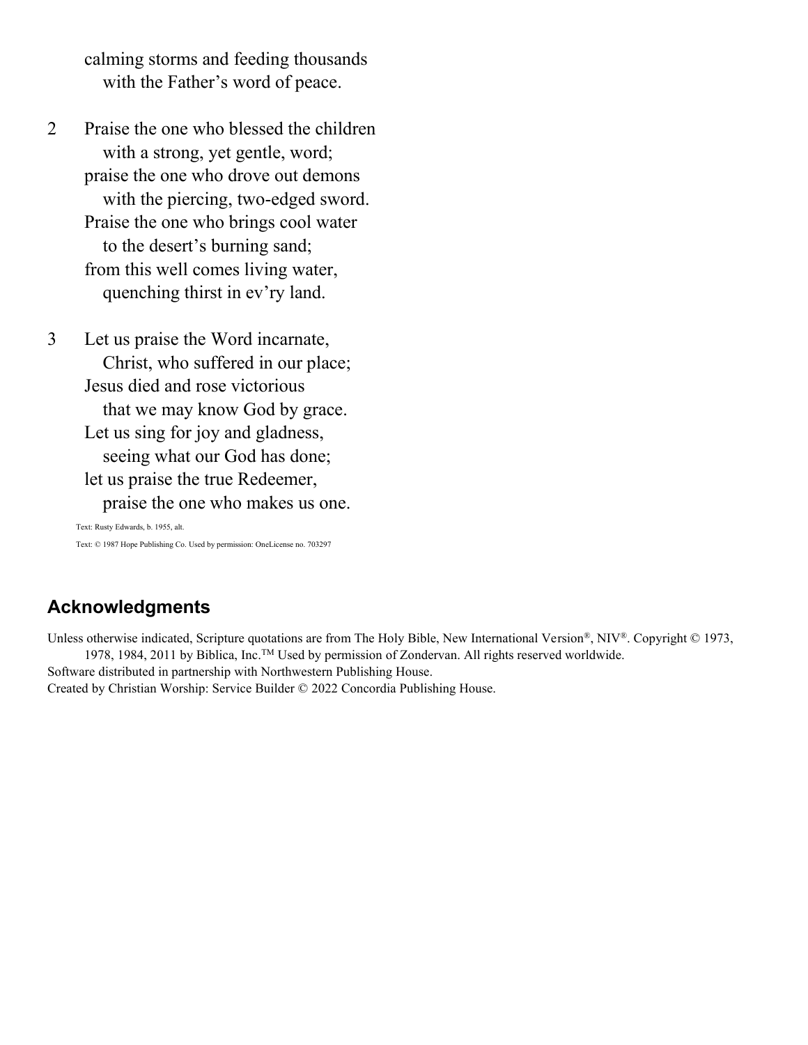calming storms and feeding thousands
   with the Father's word of peace.

2 Praise the one who blessed the children
   with a strong, yet gentle, word;
 praise the one who drove out demons
   with the piercing, two-edged sword.
 Praise the one who brings cool water
   to the desert's burning sand;
 from this well comes living water,
   quenching thirst in ev'ry land.

3 Let us praise the Word incarnate,
   Christ, who suffered in our place;
 Jesus died and rose victorious
   that we may know God by grace.
 Let us sing for joy and gladness,
   seeing what our God has done;
 let us praise the true Redeemer,
   praise the one who makes us one.

Text: Rusty Edwards, b. 1955, alt.

Text: © 1987 Hope Publishing Co. Used by permission: OneLicense no. 703297

## Acknowledgments

Unless otherwise indicated, Scripture quotations are from The Holy Bible, New International Version®, NIV®. Copyright © 1973, 1978, 1984, 2011 by Biblica, Inc.™ Used by permission of Zondervan. All rights reserved worldwide.

Software distributed in partnership with Northwestern Publishing House.

Created by Christian Worship: Service Builder © 2022 Concordia Publishing House.